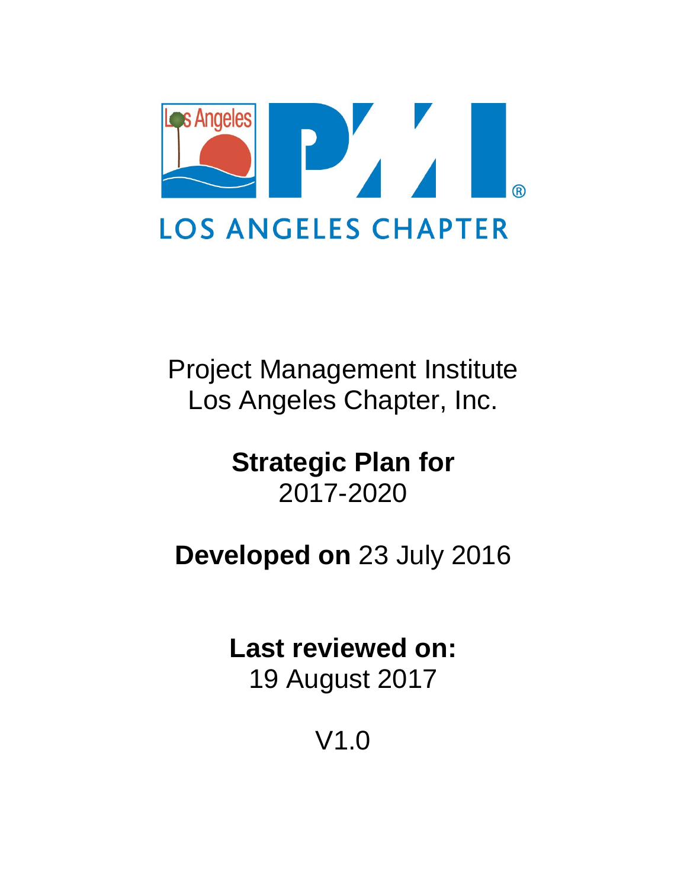LOS ANGELES CHAPTER

Project Management Institute
Los Angeles Chapter, Inc.

**Strategic Plan for**
2017-2020

**Developed on** 23 July 2016

**Last reviewed on:**
19 August 2017

V1.0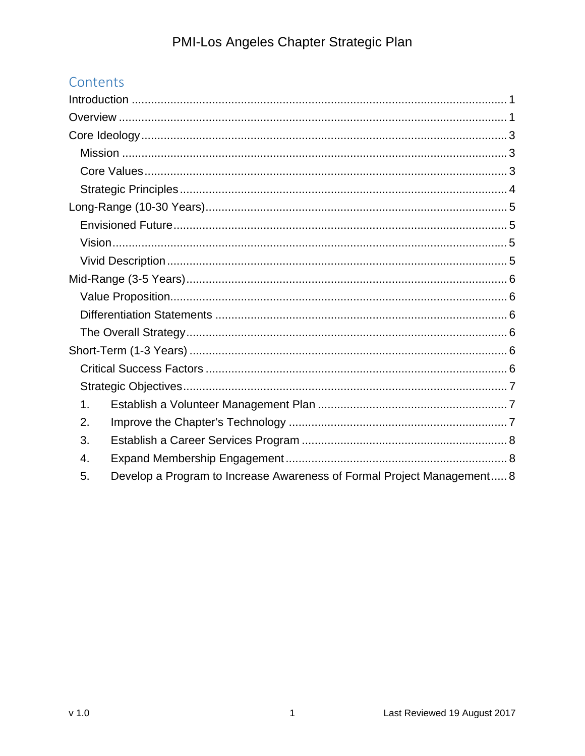## Contents

Introduction ..... 1
Overview ..... 1
Core Ideology ..... 3
- Mission ..... 3
- Core Values ..... 3
- Strategic Principles ..... 4

Long-Range (10-30 Years) ..... 5
- Envisioned Future ..... 5
- Vision ..... 5
- Vivid Description ..... 5

Mid-Range (3-5 Years) ..... 6
- Value Proposition ..... 6
- Differentiation Statements ..... 6
- The Overall Strategy ..... 6

Short-Term (1-3 Years) ..... 6
- Critical Success Factors ..... 6
- Strategic Objectives ..... 7
  1. Establish a Volunteer Management Plan ..... 7
  2. Improve the Chapter's Technology ..... 7
  3. Establish a Career Services Program ..... 8
  4. Expand Membership Engagement ..... 8
  5. Develop a Program to Increase Awareness of Formal Project Management ..... 8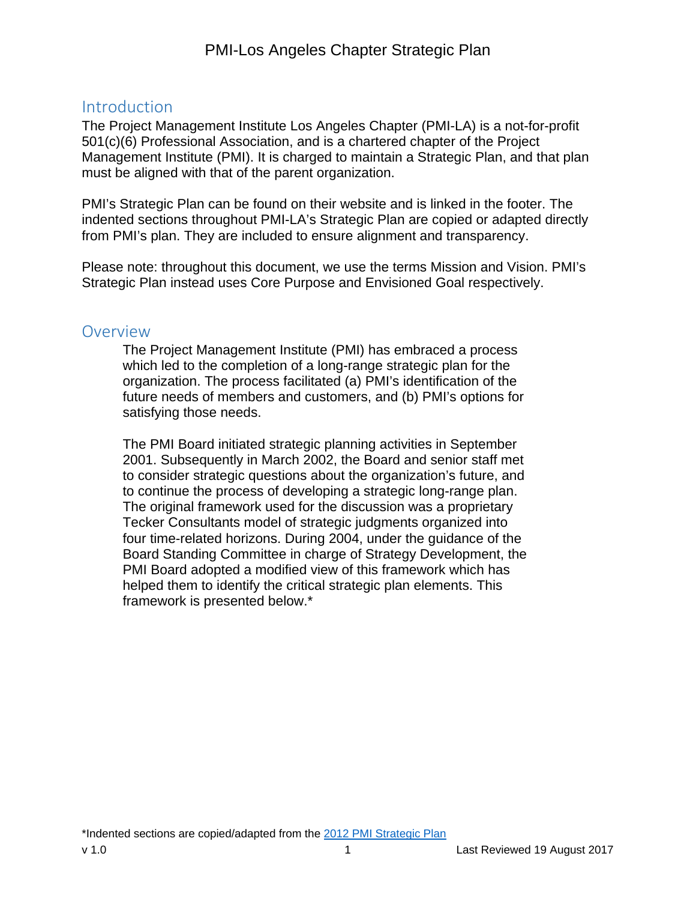## Introduction

The Project Management Institute Los Angeles Chapter (PMI-LA) is a not-for-profit 501(c)(6) Professional Association, and is a chartered chapter of the Project Management Institute (PMI). It is charged to maintain a Strategic Plan, and that plan must be aligned with that of the parent organization.

PMI's Strategic Plan can be found on their website and is linked in the footer. The indented sections throughout PMI-LA's Strategic Plan are copied or adapted directly from PMI's plan. They are included to ensure alignment and transparency.

Please note: throughout this document, we use the terms Mission and Vision. PMI's Strategic Plan instead uses Core Purpose and Envisioned Goal respectively.

## Overview

> The Project Management Institute (PMI) has embraced a process which led to the completion of a long-range strategic plan for the organization. The process facilitated (a) PMI's identification of the future needs of members and customers, and (b) PMI's options for satisfying those needs.
>
> The PMI Board initiated strategic planning activities in September 2001. Subsequently in March 2002, the Board and senior staff met to consider strategic questions about the organization's future, and to continue the process of developing a strategic long-range plan. The original framework used for the discussion was a proprietary Tecker Consultants model of strategic judgments organized into four time-related horizons. During 2004, under the guidance of the Board Standing Committee in charge of Strategy Development, the PMI Board adopted a modified view of this framework which has helped them to identify the critical strategic plan elements. This framework is presented below.*

*Indented sections are copied/adapted from the 2012 PMI Strategic Plan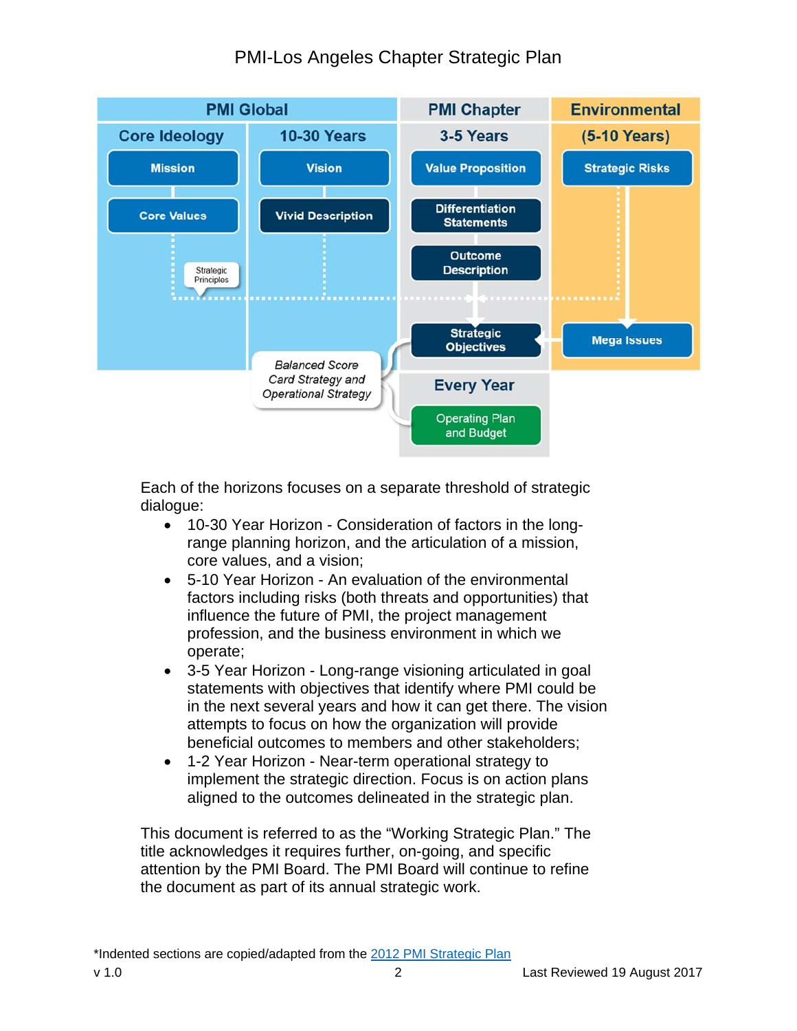| PMI Global | | PMI Chapter | Environmental |
|---|---|---|---|
| Core Ideology | 10-30 Years | 3-5 Years | (5-10 Years) |
| Mission | Vision | Value Proposition | Strategic Risks |
| Core Values | Vivid Description | Differentiation Statements | |
| Strategic Principles | | Outcome Description | |
| | Balanced Score Card Strategy and Operational Strategy | Strategic Objectives | Mega Issues |
| | | Every Year | |
| | | Operating Plan and Budget | |

Each of the horizons focuses on a separate threshold of strategic dialogue:

- 10-30 Year Horizon - Consideration of factors in the long-range planning horizon, and the articulation of a mission, core values, and a vision;
- 5-10 Year Horizon - An evaluation of the environmental factors including risks (both threats and opportunities) that influence the future of PMI, the project management profession, and the business environment in which we operate;
- 3-5 Year Horizon - Long-range visioning articulated in goal statements with objectives that identify where PMI could be in the next several years and how it can get there. The vision attempts to focus on how the organization will provide beneficial outcomes to members and other stakeholders;
- 1-2 Year Horizon - Near-term operational strategy to implement the strategic direction. Focus is on action plans aligned to the outcomes delineated in the strategic plan.

This document is referred to as the "Working Strategic Plan." The title acknowledges it requires further, on-going, and specific attention by the PMI Board. The PMI Board will continue to refine the document as part of its annual strategic work.

*Indented sections are copied/adapted from the 2012 PMI Strategic Plan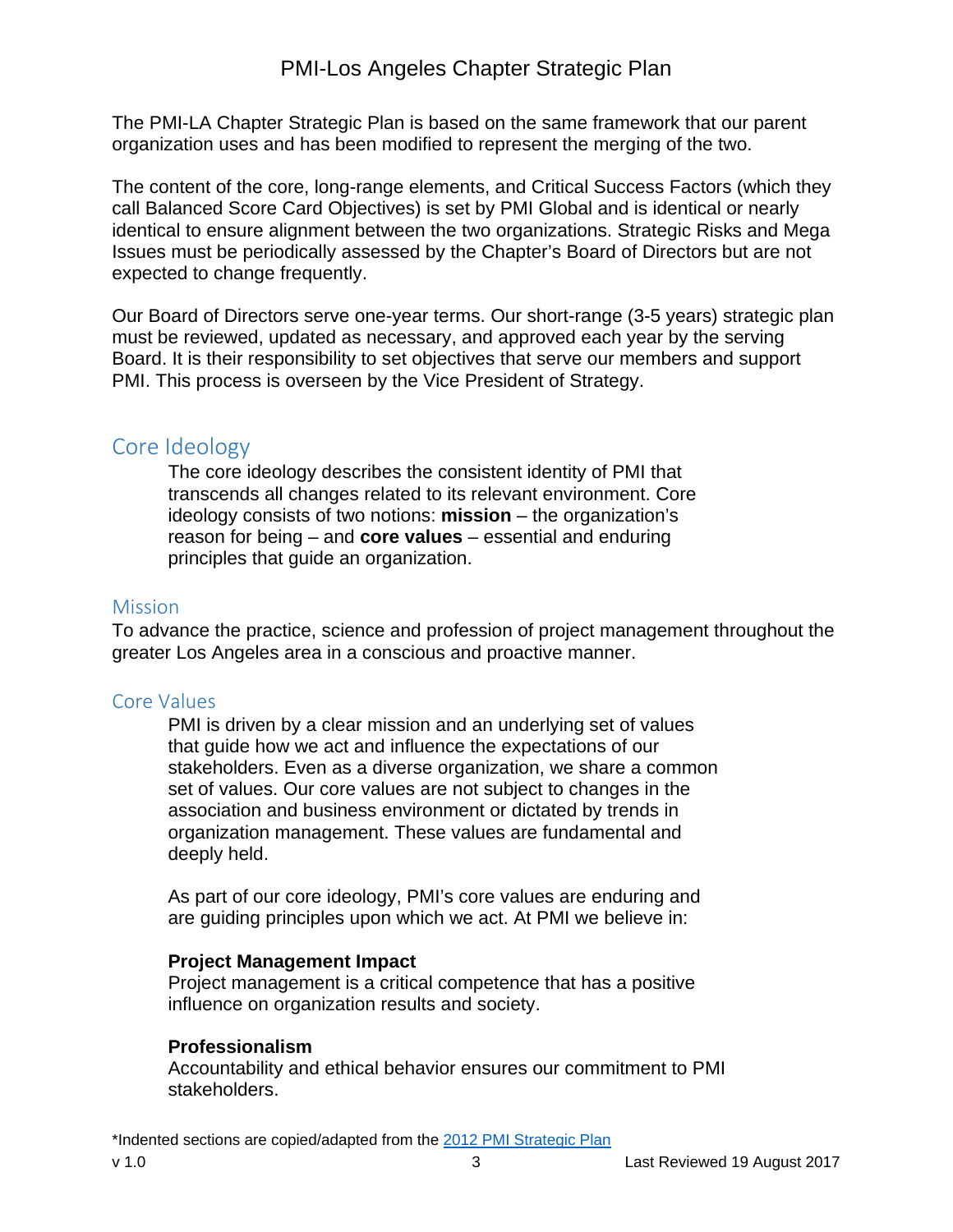The PMI-LA Chapter Strategic Plan is based on the same framework that our parent organization uses and has been modified to represent the merging of the two.

The content of the core, long-range elements, and Critical Success Factors (which they call Balanced Score Card Objectives) is set by PMI Global and is identical or nearly identical to ensure alignment between the two organizations. Strategic Risks and Mega Issues must be periodically assessed by the Chapter's Board of Directors but are not expected to change frequently.

Our Board of Directors serve one-year terms. Our short-range (3-5 years) strategic plan must be reviewed, updated as necessary, and approved each year by the serving Board. It is their responsibility to set objectives that serve our members and support PMI. This process is overseen by the Vice President of Strategy.

## Core Ideology

The core ideology describes the consistent identity of PMI that transcends all changes related to its relevant environment. Core ideology consists of two notions: **mission** – the organization's reason for being – and **core values** – essential and enduring principles that guide an organization.

### Mission

To advance the practice, science and profession of project management throughout the greater Los Angeles area in a conscious and proactive manner.

### Core Values

PMI is driven by a clear mission and an underlying set of values that guide how we act and influence the expectations of our stakeholders. Even as a diverse organization, we share a common set of values. Our core values are not subject to changes in the association and business environment or dictated by trends in organization management. These values are fundamental and deeply held.

As part of our core ideology, PMI's core values are enduring and are guiding principles upon which we act. At PMI we believe in:

**Project Management Impact**
Project management is a critical competence that has a positive influence on organization results and society.

**Professionalism**
Accountability and ethical behavior ensures our commitment to PMI stakeholders.

*Indented sections are copied/adapted from the [2012 PMI Strategic Plan]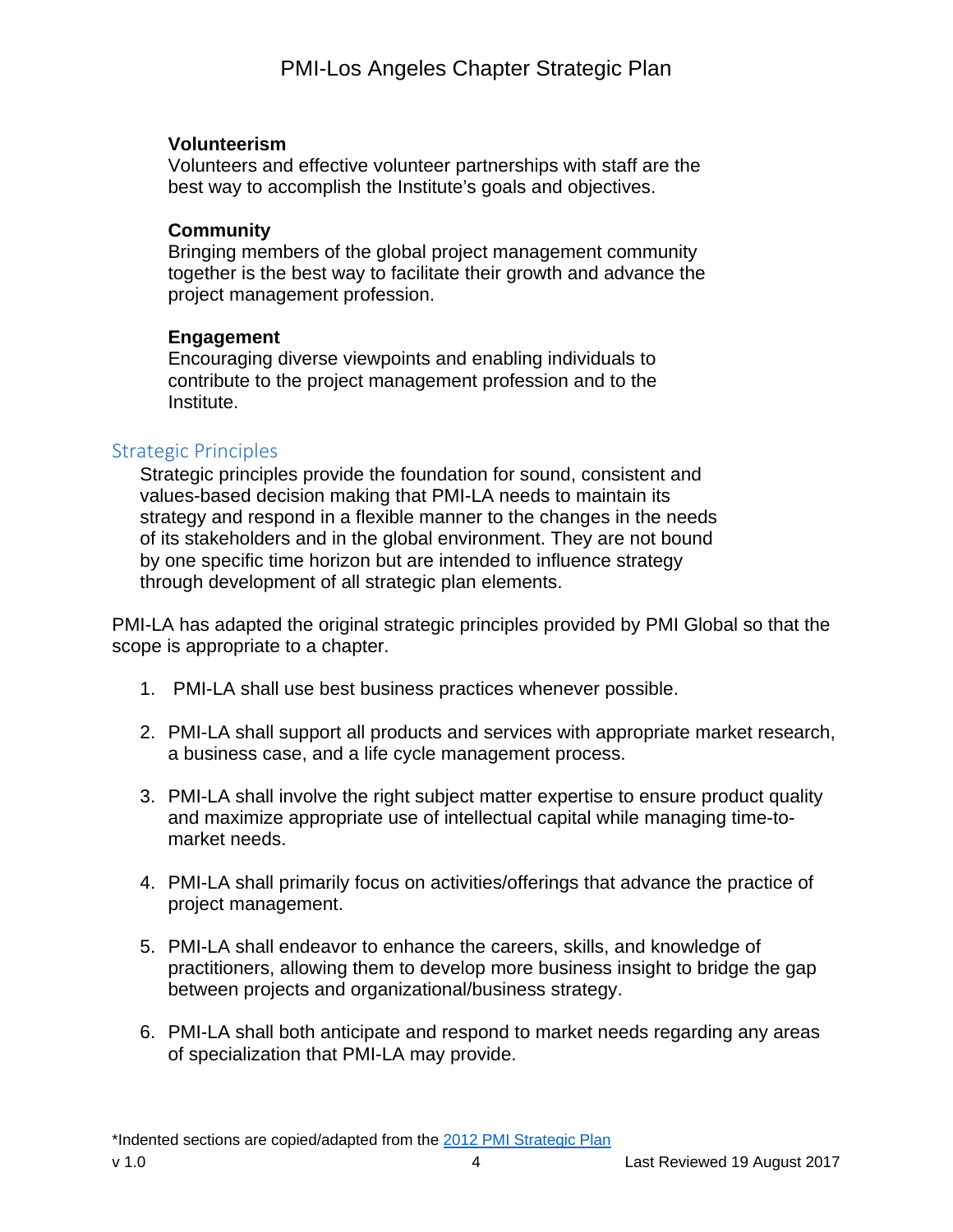**Volunteerism**
Volunteers and effective volunteer partnerships with staff are the best way to accomplish the Institute's goals and objectives.

**Community**
Bringing members of the global project management community together is the best way to facilitate their growth and advance the project management profession.

**Engagement**
Encouraging diverse viewpoints and enabling individuals to contribute to the project management profession and to the Institute.

## Strategic Principles

Strategic principles provide the foundation for sound, consistent and values-based decision making that PMI-LA needs to maintain its strategy and respond in a flexible manner to the changes in the needs of its stakeholders and in the global environment. They are not bound by one specific time horizon but are intended to influence strategy through development of all strategic plan elements.

PMI-LA has adapted the original strategic principles provided by PMI Global so that the scope is appropriate to a chapter.

1. PMI-LA shall use best business practices whenever possible.
2. PMI-LA shall support all products and services with appropriate market research, a business case, and a life cycle management process.
3. PMI-LA shall involve the right subject matter expertise to ensure product quality and maximize appropriate use of intellectual capital while managing time-to-market needs.
4. PMI-LA shall primarily focus on activities/offerings that advance the practice of project management.
5. PMI-LA shall endeavor to enhance the careers, skills, and knowledge of practitioners, allowing them to develop more business insight to bridge the gap between projects and organizational/business strategy.
6. PMI-LA shall both anticipate and respond to market needs regarding any areas of specialization that PMI-LA may provide.

*Indented sections are copied/adapted from the 2012 PMI Strategic Plan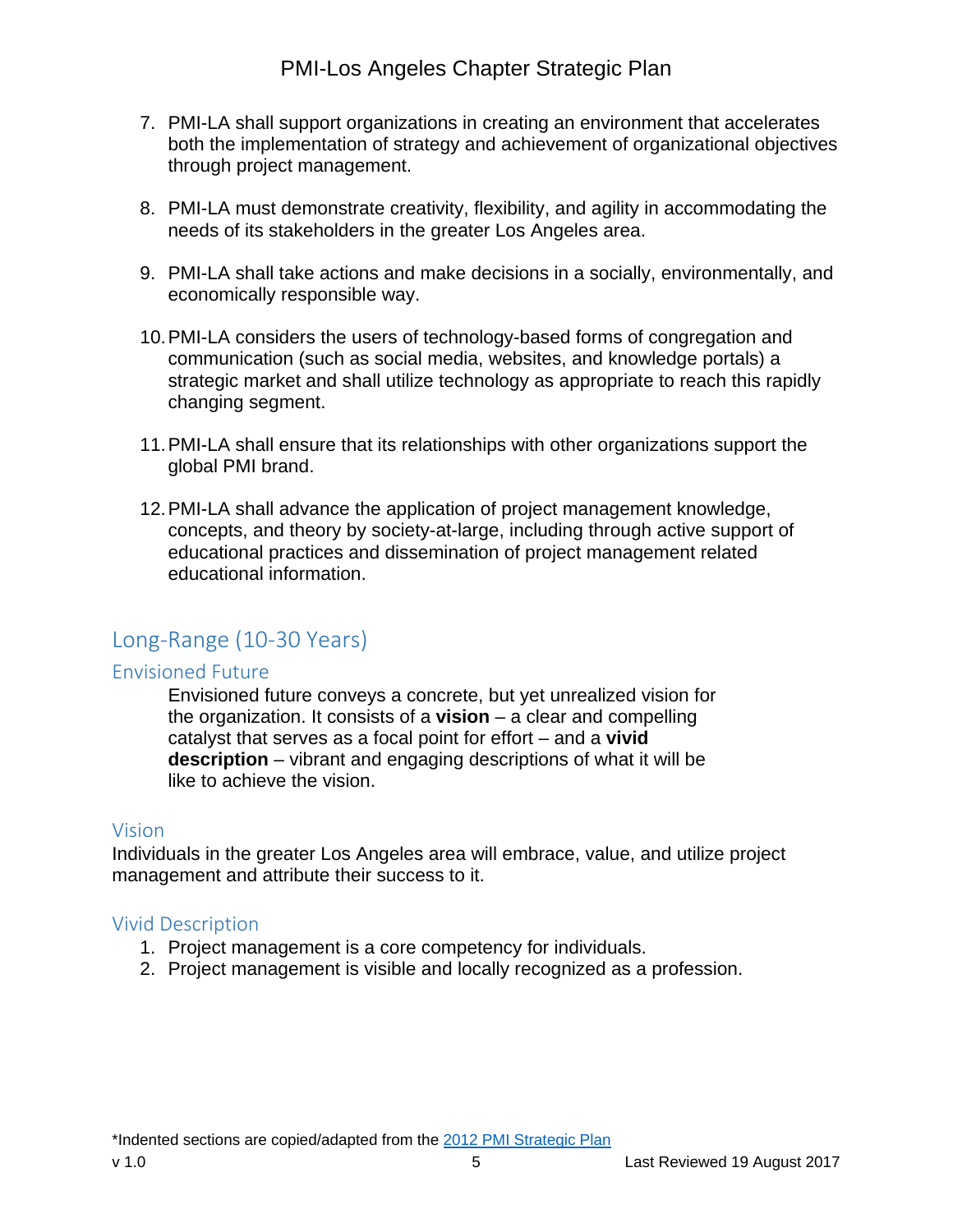7. PMI-LA shall support organizations in creating an environment that accelerates both the implementation of strategy and achievement of organizational objectives through project management.

8. PMI-LA must demonstrate creativity, flexibility, and agility in accommodating the needs of its stakeholders in the greater Los Angeles area.

9. PMI-LA shall take actions and make decisions in a socially, environmentally, and economically responsible way.

10. PMI-LA considers the users of technology-based forms of congregation and communication (such as social media, websites, and knowledge portals) a strategic market and shall utilize technology as appropriate to reach this rapidly changing segment.

11. PMI-LA shall ensure that its relationships with other organizations support the global PMI brand.

12. PMI-LA shall advance the application of project management knowledge, concepts, and theory by society-at-large, including through active support of educational practices and dissemination of project management related educational information.

## Long-Range (10-30 Years)

### Envisioned Future

Envisioned future conveys a concrete, but yet unrealized vision for the organization. It consists of a **vision** – a clear and compelling catalyst that serves as a focal point for effort – and a **vivid description** – vibrant and engaging descriptions of what it will be like to achieve the vision.

### Vision

Individuals in the greater Los Angeles area will embrace, value, and utilize project management and attribute their success to it.

### Vivid Description

1. Project management is a core competency for individuals.
2. Project management is visible and locally recognized as a profession.

*Indented sections are copied/adapted from the 2012 PMI Strategic Plan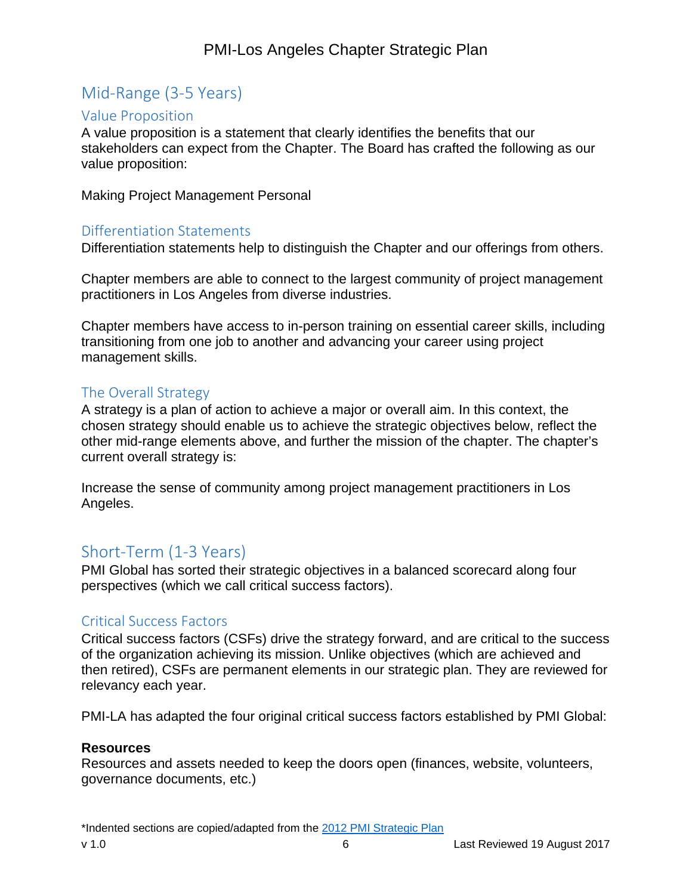## Mid-Range (3-5 Years)

### Value Proposition

A value proposition is a statement that clearly identifies the benefits that our stakeholders can expect from the Chapter. The Board has crafted the following as our value proposition:

Making Project Management Personal

### Differentiation Statements

Differentiation statements help to distinguish the Chapter and our offerings from others.

Chapter members are able to connect to the largest community of project management practitioners in Los Angeles from diverse industries.

Chapter members have access to in-person training on essential career skills, including transitioning from one job to another and advancing your career using project management skills.

### The Overall Strategy

A strategy is a plan of action to achieve a major or overall aim. In this context, the chosen strategy should enable us to achieve the strategic objectives below, reflect the other mid-range elements above, and further the mission of the chapter. The chapter's current overall strategy is:

Increase the sense of community among project management practitioners in Los Angeles.

## Short-Term (1-3 Years)

PMI Global has sorted their strategic objectives in a balanced scorecard along four perspectives (which we call critical success factors).

### Critical Success Factors

Critical success factors (CSFs) drive the strategy forward, and are critical to the success of the organization achieving its mission. Unlike objectives (which are achieved and then retired), CSFs are permanent elements in our strategic plan. They are reviewed for relevancy each year.

PMI-LA has adapted the four original critical success factors established by PMI Global:

**Resources**
Resources and assets needed to keep the doors open (finances, website, volunteers, governance documents, etc.)

*Indented sections are copied/adapted from the [2012 PMI Strategic Plan]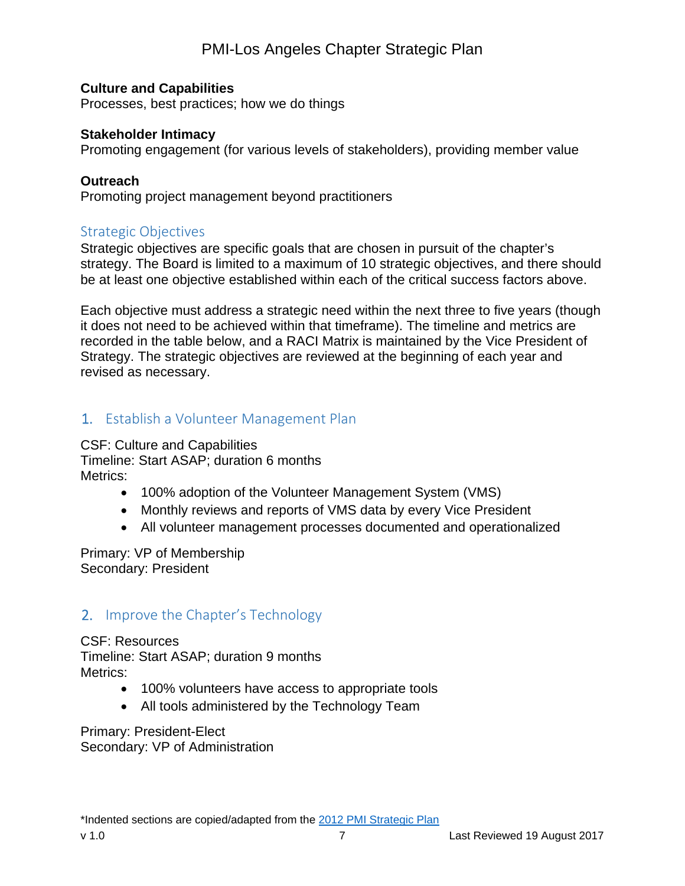**Culture and Capabilities**
Processes, best practices; how we do things

**Stakeholder Intimacy**
Promoting engagement (for various levels of stakeholders), providing member value

**Outreach**
Promoting project management beyond practitioners

## Strategic Objectives

Strategic objectives are specific goals that are chosen in pursuit of the chapter's strategy. The Board is limited to a maximum of 10 strategic objectives, and there should be at least one objective established within each of the critical success factors above.

Each objective must address a strategic need within the next three to five years (though it does not need to be achieved within that timeframe). The timeline and metrics are recorded in the table below, and a RACI Matrix is maintained by the Vice President of Strategy. The strategic objectives are reviewed at the beginning of each year and revised as necessary.

### 1. Establish a Volunteer Management Plan

CSF: Culture and Capabilities
Timeline: Start ASAP; duration 6 months
Metrics:

- 100% adoption of the Volunteer Management System (VMS)
- Monthly reviews and reports of VMS data by every Vice President
- All volunteer management processes documented and operationalized

Primary: VP of Membership
Secondary: President

### 2. Improve the Chapter's Technology

CSF: Resources
Timeline: Start ASAP; duration 9 months
Metrics:

- 100% volunteers have access to appropriate tools
- All tools administered by the Technology Team

Primary: President-Elect
Secondary: VP of Administration

*Indented sections are copied/adapted from the 2012 PMI Strategic Plan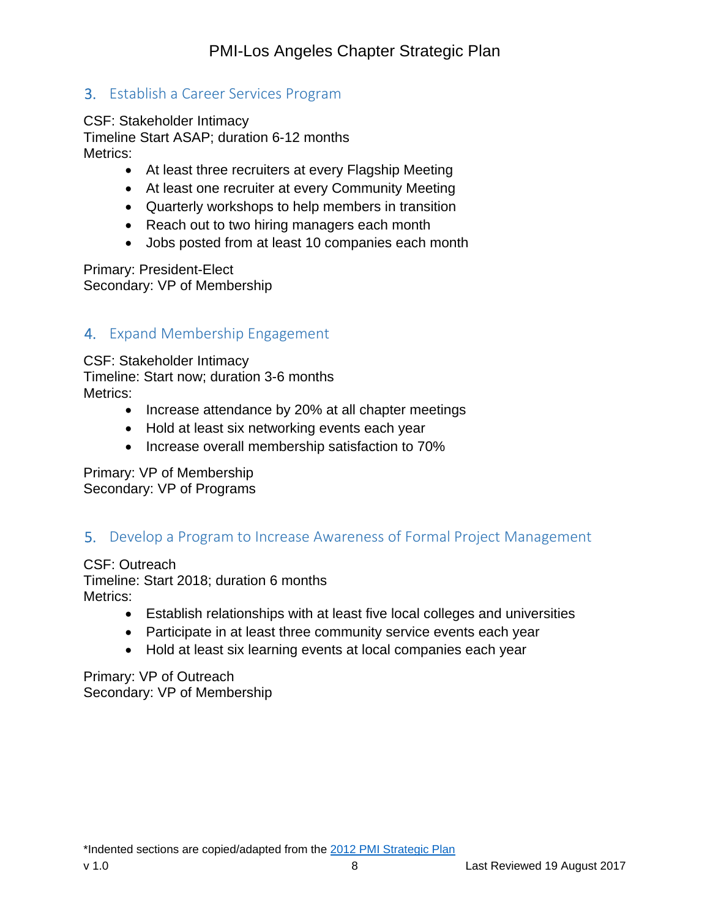## 3. Establish a Career Services Program

CSF: Stakeholder Intimacy
Timeline Start ASAP; duration 6-12 months
Metrics:

- At least three recruiters at every Flagship Meeting
- At least one recruiter at every Community Meeting
- Quarterly workshops to help members in transition
- Reach out to two hiring managers each month
- Jobs posted from at least 10 companies each month

Primary: President-Elect
Secondary: VP of Membership

## 4. Expand Membership Engagement

CSF: Stakeholder Intimacy
Timeline: Start now; duration 3-6 months
Metrics:

- Increase attendance by 20% at all chapter meetings
- Hold at least six networking events each year
- Increase overall membership satisfaction to 70%

Primary: VP of Membership
Secondary: VP of Programs

## 5. Develop a Program to Increase Awareness of Formal Project Management

CSF: Outreach
Timeline: Start 2018; duration 6 months
Metrics:

- Establish relationships with at least five local colleges and universities
- Participate in at least three community service events each year
- Hold at least six learning events at local companies each year

Primary: VP of Outreach
Secondary: VP of Membership

*Indented sections are copied/adapted from the [2012 PMI Strategic Plan]